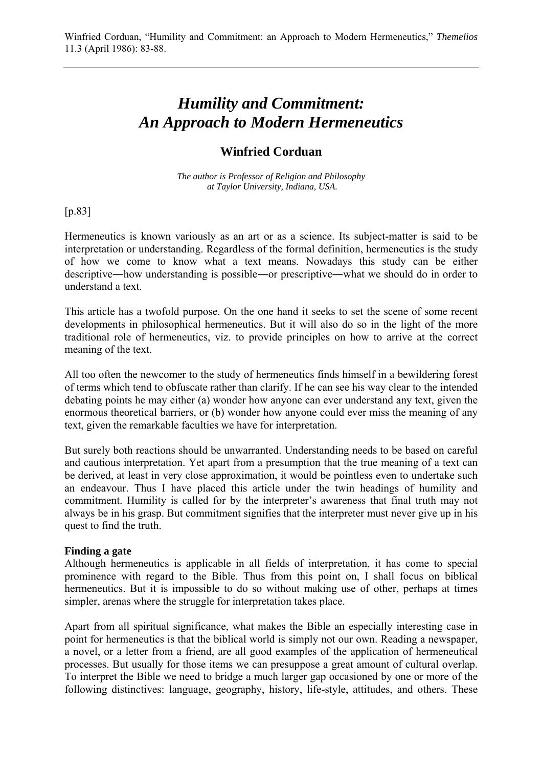Winfried Corduan, "Humility and Commitment: an Approach to Modern Hermeneutics," *Themelios* 11.3 (April 1986): 83-88.

# *Humility and Commitment: An Approach to Modern Hermeneutics*

## Winfried Corduan

*The author is Professor of Religion and Philosophy at Taylor University, Indiana, USA.*

[p.83]

Hermeneutics is known variously as an art or as a science. Its subject-matter is said to be interpretation or understanding. Regardless of the formal definition, hermeneutics is the study of how we come to know what a text means. Nowadays this study can be either descriptive―how understanding is possible―or prescriptive―what we should do in order to understand a text.

This article has a twofold purpose. On the one hand it seeks to set the scene of some recent developments in philosophical hermeneutics. But it will also do so in the light of the more traditional role of hermeneutics, viz. to provide principles on how to arrive at the correct meaning of the text.

All too often the newcomer to the study of hermeneutics finds himself in a bewildering forest of terms which tend to obfuscate rather than clarify. If he can see his way clear to the intended debating points he may either (a) wonder how anyone can ever understand any text, given the enormous theoretical barriers, or (b) wonder how anyone could ever miss the meaning of any text, given the remarkable faculties we have for interpretation.

But surely both reactions should be unwarranted. Understanding needs to be based on careful and cautious interpretation. Yet apart from a presumption that the true meaning of a text can be derived, at least in very close approximation, it would be pointless even to undertake such an endeavour. Thus I have placed this article under the twin headings of humility and commitment. Humility is called for by the interpreter's awareness that final truth may not always be in his grasp. But commitment signifies that the interpreter must never give up in his quest to find the truth.

**Finding a gate**

Although hermeneutics is applicable in all fields of interpretation, it has come to special prominence with regard to the Bible. Thus from this point on, I shall focus on biblical hermeneutics. But it is impossible to do so without making use of other, perhaps at times simpler, arenas where the struggle for interpretation takes place.

Apart from all spiritual significance, what makes the Bible an especially interesting case in point for hermeneutics is that the biblical world is simply not our own. Reading a newspaper, a novel, or a letter from a friend, are all good examples of the application of hermeneutical processes. But usually for those items we can presuppose a great amount of cultural overlap. To interpret the Bible we need to bridge a much larger gap occasioned by one or more of the following distinctives: language, geography, history, life-style, attitudes, and others. These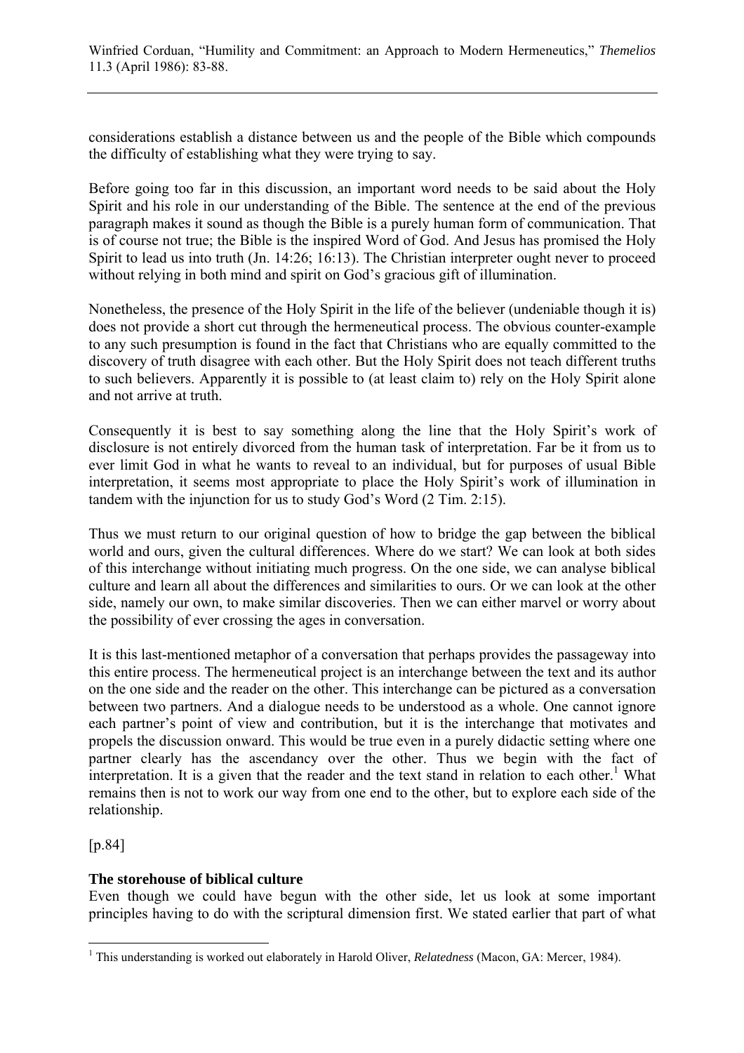considerations establish a distance between us and the people of the Bible which compounds the difficulty of establishing what they were trying to say.

Before going too far in this discussion, an important word needs to be said about the Holy Spirit and his role in our understanding of the Bible. The sentence at the end of the previous paragraph makes it sound as though the Bible is a purely human form of communication. That is of course not true; the Bible is the inspired Word of God. And Jesus has promised the Holy Spirit to lead us into truth (Jn. 14:26; 16:13). The Christian interpreter ought never to proceed without relying in both mind and spirit on God's gracious gift of illumination.

Nonetheless, the presence of the Holy Spirit in the life of the believer (undeniable though it is) does not provide a short cut through the hermeneutical process. The obvious counter-example to any such presumption is found in the fact that Christians who are equally committed to the discovery of truth disagree with each other. But the Holy Spirit does not teach different truths to such believers. Apparently it is possible to (at least claim to) rely on the Holy Spirit alone and not arrive at truth.

Consequently it is best to say something along the line that the Holy Spirit's work of disclosure is not entirely divorced from the human task of interpretation. Far be it from us to ever limit God in what he wants to reveal to an individual, but for purposes of usual Bible interpretation, it seems most appropriate to place the Holy Spirit's work of illumination in tandem with the injunction for us to study God's Word (2 Tim. 2:15).

Thus we must return to our original question of how to bridge the gap between the biblical world and ours, given the cultural differences. Where do we start? We can look at both sides of this interchange without initiating much progress. On the one side, we can analyse biblical culture and learn all about the differences and similarities to ours. Or we can look at the other side, namely our own, to make similar discoveries. Then we can either marvel or worry about the possibility of ever crossing the ages in conversation.

It is this last-mentioned metaphor of a conversation that perhaps provides the passageway into this entire process. The hermeneutical project is an interchange between the text and its author on the one side and the reader on the other. This interchange can be pictured as a conversation between two partners. And a dialogue needs to be understood as a whole. One cannot ignore each partner's point of view and contribution, but it is the interchange that motivates and propels the discussion onward. This would be true even in a purely didactic setting where one partner clearly has the ascendancy over the other. Thus we begin with the fact of interpretation. It is a given that the reader and the text stand in relation to each other.[1] What remains then is not to work our way from one end to the other, but to explore each side of the relationship.

[p.84]

### The storehouse of biblical culture

Even though we could have begun with the other side, let us look at some important principles having to do with the scriptural dimension first. We stated earlier that part of what

[1] This understanding is worked out elaborately in Harold Oliver, *Relatedness* (Macon, GA: Mercer, 1984).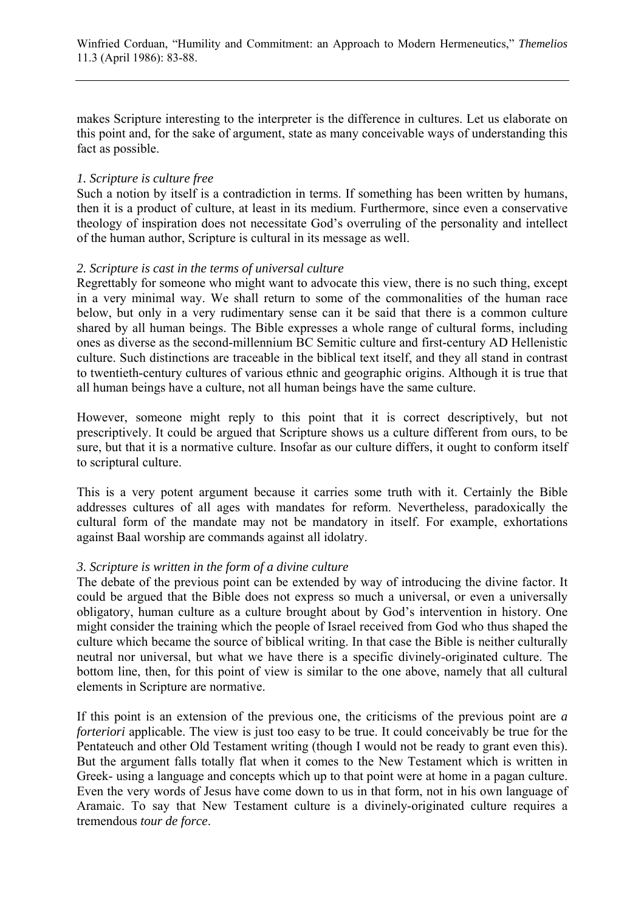makes Scripture interesting to the interpreter is the difference in cultures. Let us elaborate on this point and, for the sake of argument, state as many conceivable ways of understanding this fact as possible.

*1. Scripture is culture free*

Such a notion by itself is a contradiction in terms. If something has been written by humans, then it is a product of culture, at least in its medium. Furthermore, since even a conservative theology of inspiration does not necessitate God's overruling of the personality and intellect of the human author, Scripture is cultural in its message as well.

*2. Scripture is cast in the terms of universal culture*

Regrettably for someone who might want to advocate this view, there is no such thing, except in a very minimal way. We shall return to some of the commonalities of the human race below, but only in a very rudimentary sense can it be said that there is a common culture shared by all human beings. The Bible expresses a whole range of cultural forms, including ones as diverse as the second-millennium BC Semitic culture and first-century AD Hellenistic culture. Such distinctions are traceable in the biblical text itself, and they all stand in contrast to twentieth-century cultures of various ethnic and geographic origins. Although it is true that all human beings have a culture, not all human beings have the same culture.

However, someone might reply to this point that it is correct descriptively, but not prescriptively. It could be argued that Scripture shows us a culture different from ours, to be sure, but that it is a normative culture. Insofar as our culture differs, it ought to conform itself to scriptural culture.

This is a very potent argument because it carries some truth with it. Certainly the Bible addresses cultures of all ages with mandates for reform. Nevertheless, paradoxically the cultural form of the mandate may not be mandatory in itself. For example, exhortations against Baal worship are commands against all idolatry.

*3. Scripture is written in the form of a divine culture*

The debate of the previous point can be extended by way of introducing the divine factor. It could be argued that the Bible does not express so much a universal, or even a universally obligatory, human culture as a culture brought about by God's intervention in history. One might consider the training which the people of Israel received from God who thus shaped the culture which became the source of biblical writing. In that case the Bible is neither culturally neutral nor universal, but what we have there is a specific divinely-originated culture. The bottom line, then, for this point of view is similar to the one above, namely that all cultural elements in Scripture are normative.

If this point is an extension of the previous one, the criticisms of the previous point are *a forteriori* applicable. The view is just too easy to be true. It could conceivably be true for the Pentateuch and other Old Testament writing (though I would not be ready to grant even this). But the argument falls totally flat when it comes to the New Testament which is written in Greek- using a language and concepts which up to that point were at home in a pagan culture. Even the very words of Jesus have come down to us in that form, not in his own language of Aramaic. To say that New Testament culture is a divinely-originated culture requires a tremendous *tour de force*.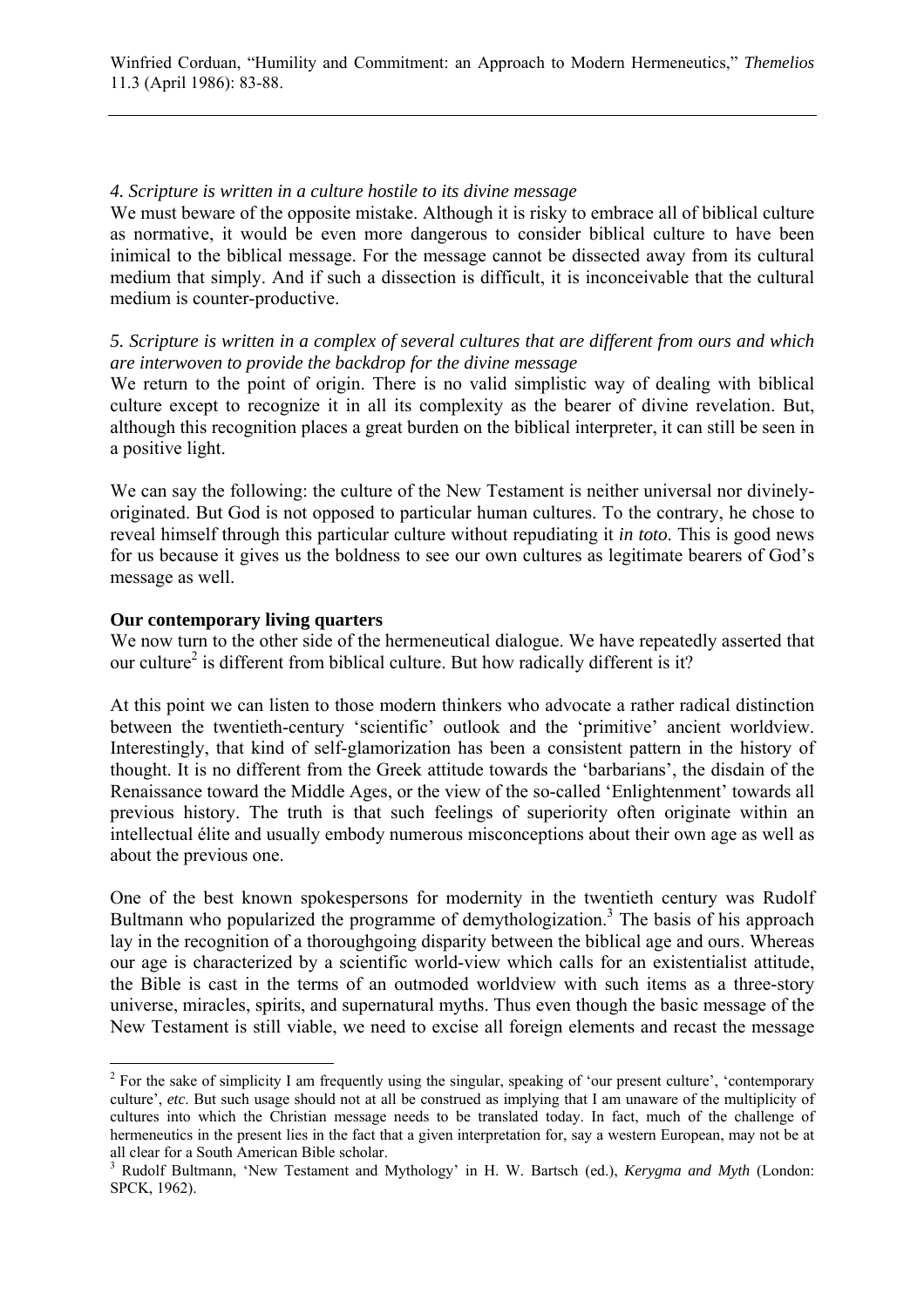*4. Scripture is written in a culture hostile to its divine message*

We must beware of the opposite mistake. Although it is risky to embrace all of biblical culture as normative, it would be even more dangerous to consider biblical culture to have been inimical to the biblical message. For the message cannot be dissected away from its cultural medium that simply. And if such a dissection is difficult, it is inconceivable that the cultural medium is counter-productive.

*5. Scripture is written in a complex of several cultures that are different from ours and which are interwoven to provide the backdrop for the divine message*

We return to the point of origin. There is no valid simplistic way of dealing with biblical culture except to recognize it in all its complexity as the bearer of divine revelation. But, although this recognition places a great burden on the biblical interpreter, it can still be seen in a positive light.

We can say the following: the culture of the New Testament is neither universal nor divinely-originated. But God is not opposed to particular human cultures. To the contrary, he chose to reveal himself through this particular culture without repudiating it *in toto*. This is good news for us because it gives us the boldness to see our own cultures as legitimate bearers of God's message as well.

**Our contemporary living quarters**

We now turn to the other side of the hermeneutical dialogue. We have repeatedly asserted that our culture[2] is different from biblical culture. But how radically different is it?

At this point we can listen to those modern thinkers who advocate a rather radical distinction between the twentieth-century 'scientific' outlook and the 'primitive' ancient worldview. Interestingly, that kind of self-glamorization has been a consistent pattern in the history of thought. It is no different from the Greek attitude towards the 'barbarians', the disdain of the Renaissance toward the Middle Ages, or the view of the so-called 'Enlightenment' towards all previous history. The truth is that such feelings of superiority often originate within an intellectual élite and usually embody numerous misconceptions about their own age as well as about the previous one.

One of the best known spokespersons for modernity in the twentieth century was Rudolf Bultmann who popularized the programme of demythologization.[3] The basis of his approach lay in the recognition of a thoroughgoing disparity between the biblical age and ours. Whereas our age is characterized by a scientific world-view which calls for an existentialist attitude, the Bible is cast in the terms of an outmoded worldview with such items as a three-story universe, miracles, spirits, and supernatural myths. Thus even though the basic message of the New Testament is still viable, we need to excise all foreign elements and recast the message

---

[2] For the sake of simplicity I am frequently using the singular, speaking of 'our present culture', 'contemporary culture', *etc*. But such usage should not at all be construed as implying that I am unaware of the multiplicity of cultures into which the Christian message needs to be translated today. In fact, much of the challenge of hermeneutics in the present lies in the fact that a given interpretation for, say a western European, may not be at all clear for a South American Bible scholar.

[3] Rudolf Bultmann, 'New Testament and Mythology' in H. W. Bartsch (ed.), *Kerygma and Myth* (London: SPCK, 1962).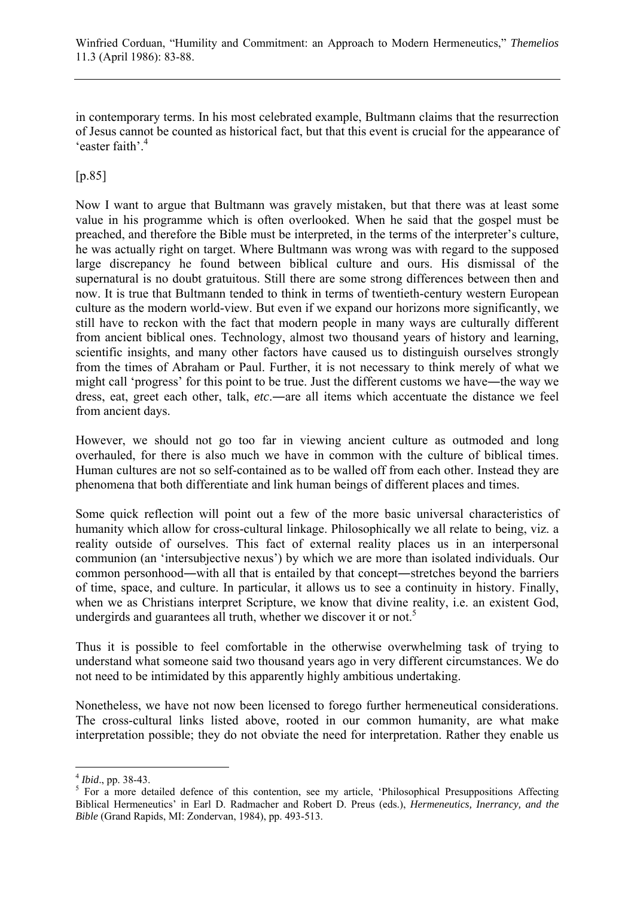in contemporary terms. In his most celebrated example, Bultmann claims that the resurrection of Jesus cannot be counted as historical fact, but that this event is crucial for the appearance of 'easter faith'.[4]

[p.85]

Now I want to argue that Bultmann was gravely mistaken, but that there was at least some value in his programme which is often overlooked. When he said that the gospel must be preached, and therefore the Bible must be interpreted, in the terms of the interpreter's culture, he was actually right on target. Where Bultmann was wrong was with regard to the supposed large discrepancy he found between biblical culture and ours. His dismissal of the supernatural is no doubt gratuitous. Still there are some strong differences between then and now. It is true that Bultmann tended to think in terms of twentieth-century western European culture as the modern world-view. But even if we expand our horizons more significantly, we still have to reckon with the fact that modern people in many ways are culturally different from ancient biblical ones. Technology, almost two thousand years of history and learning, scientific insights, and many other factors have caused us to distinguish ourselves strongly from the times of Abraham or Paul. Further, it is not necessary to think merely of what we might call 'progress' for this point to be true. Just the different customs we have―the way we dress, eat, greet each other, talk, *etc*.―are all items which accentuate the distance we feel from ancient days.

However, we should not go too far in viewing ancient culture as outmoded and long overhauled, for there is also much we have in common with the culture of biblical times. Human cultures are not so self-contained as to be walled off from each other. Instead they are phenomena that both differentiate and link human beings of different places and times.

Some quick reflection will point out a few of the more basic universal characteristics of humanity which allow for cross-cultural linkage. Philosophically we all relate to being, viz. a reality outside of ourselves. This fact of external reality places us in an interpersonal communion (an 'intersubjective nexus') by which we are more than isolated individuals. Our common personhood―with all that is entailed by that concept―stretches beyond the barriers of time, space, and culture. In particular, it allows us to see a continuity in history. Finally, when we as Christians interpret Scripture, we know that divine reality, i.e. an existent God, undergirds and guarantees all truth, whether we discover it or not.[5]

Thus it is possible to feel comfortable in the otherwise overwhelming task of trying to understand what someone said two thousand years ago in very different circumstances. We do not need to be intimidated by this apparently highly ambitious undertaking.

Nonetheless, we have not now been licensed to forego further hermeneutical considerations. The cross-cultural links listed above, rooted in our common humanity, are what make interpretation possible; they do not obviate the need for interpretation. Rather they enable us

---

[4] *Ibid*., pp. 38-43.

[5] For a more detailed defence of this contention, see my article, 'Philosophical Presuppositions Affecting Biblical Hermeneutics' in Earl D. Radmacher and Robert D. Preus (eds.), *Hermeneutics, Inerrancy, and the Bible* (Grand Rapids, MI: Zondervan, 1984), pp. 493-513.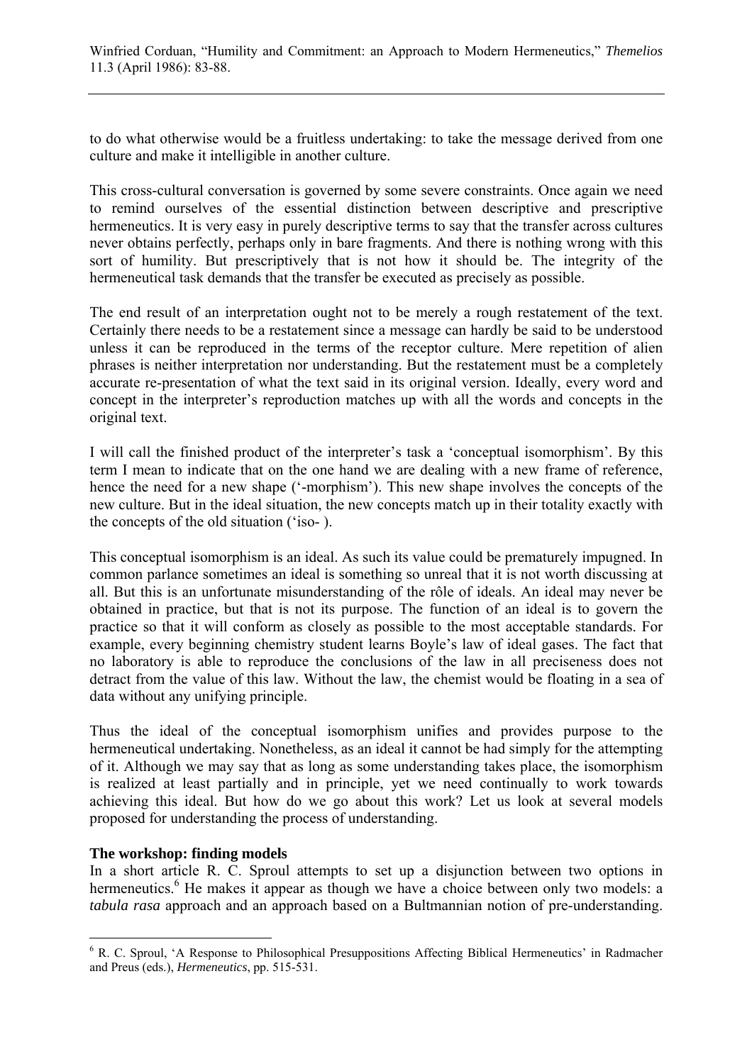to do what otherwise would be a fruitless undertaking: to take the message derived from one culture and make it intelligible in another culture.

This cross-cultural conversation is governed by some severe constraints. Once again we need to remind ourselves of the essential distinction between descriptive and prescriptive hermeneutics. It is very easy in purely descriptive terms to say that the transfer across cultures never obtains perfectly, perhaps only in bare fragments. And there is nothing wrong with this sort of humility. But prescriptively that is not how it should be. The integrity of the hermeneutical task demands that the transfer be executed as precisely as possible.

The end result of an interpretation ought not to be merely a rough restatement of the text. Certainly there needs to be a restatement since a message can hardly be said to be understood unless it can be reproduced in the terms of the receptor culture. Mere repetition of alien phrases is neither interpretation nor understanding. But the restatement must be a completely accurate re-presentation of what the text said in its original version. Ideally, every word and concept in the interpreter's reproduction matches up with all the words and concepts in the original text.

I will call the finished product of the interpreter's task a 'conceptual isomorphism'. By this term I mean to indicate that on the one hand we are dealing with a new frame of reference, hence the need for a new shape ('-morphism'). This new shape involves the concepts of the new culture. But in the ideal situation, the new concepts match up in their totality exactly with the concepts of the old situation ('iso- ).

This conceptual isomorphism is an ideal. As such its value could be prematurely impugned. In common parlance sometimes an ideal is something so unreal that it is not worth discussing at all. But this is an unfortunate misunderstanding of the rôle of ideals. An ideal may never be obtained in practice, but that is not its purpose. The function of an ideal is to govern the practice so that it will conform as closely as possible to the most acceptable standards. For example, every beginning chemistry student learns Boyle's law of ideal gases. The fact that no laboratory is able to reproduce the conclusions of the law in all preciseness does not detract from the value of this law. Without the law, the chemist would be floating in a sea of data without any unifying principle.

Thus the ideal of the conceptual isomorphism unifies and provides purpose to the hermeneutical undertaking. Nonetheless, as an ideal it cannot be had simply for the attempting of it. Although we may say that as long as some understanding takes place, the isomorphism is realized at least partially and in principle, yet we need continually to work towards achieving this ideal. But how do we go about this work? Let us look at several models proposed for understanding the process of understanding.

**The workshop: finding models**

In a short article R. C. Sproul attempts to set up a disjunction between two options in hermeneutics.[6] He makes it appear as though we have a choice between only two models: a *tabula rasa* approach and an approach based on a Bultmannian notion of pre-understanding.

---

[6] R. C. Sproul, 'A Response to Philosophical Presuppositions Affecting Biblical Hermeneutics' in Radmacher and Preus (eds.), *Hermeneutics*, pp. 515-531.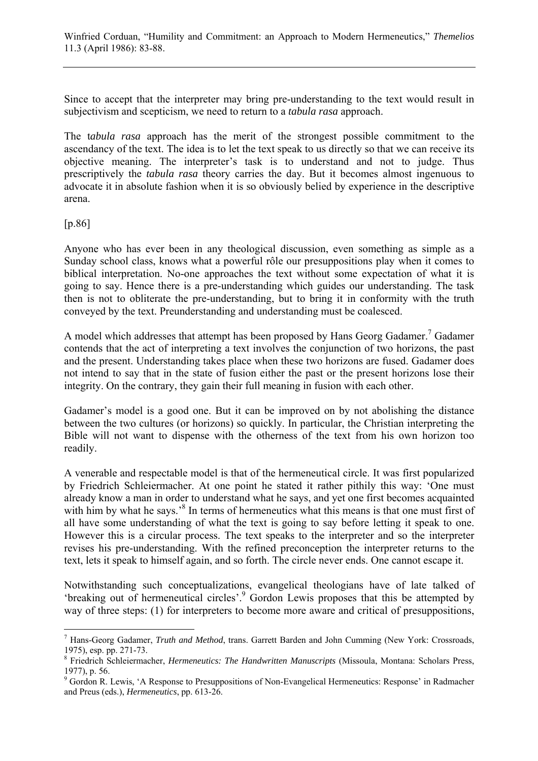Since to accept that the interpreter may bring pre-understanding to the text would result in subjectivism and scepticism, we need to return to a *tabula rasa* approach.

The *tabula rasa* approach has the merit of the strongest possible commitment to the ascendancy of the text. The idea is to let the text speak to us directly so that we can receive its objective meaning. The interpreter's task is to understand and not to judge. Thus prescriptively the *tabula rasa* theory carries the day. But it becomes almost ingenuous to advocate it in absolute fashion when it is so obviously belied by experience in the descriptive arena.

[p.86]

Anyone who has ever been in any theological discussion, even something as simple as a Sunday school class, knows what a powerful rôle our presuppositions play when it comes to biblical interpretation. No-one approaches the text without some expectation of what it is going to say. Hence there is a pre-understanding which guides our understanding. The task then is not to obliterate the pre-understanding, but to bring it in conformity with the truth conveyed by the text. Preunderstanding and understanding must be coalesced.

A model which addresses that attempt has been proposed by Hans Georg Gadamer.[7] Gadamer contends that the act of interpreting a text involves the conjunction of two horizons, the past and the present. Understanding takes place when these two horizons are fused. Gadamer does not intend to say that in the state of fusion either the past or the present horizons lose their integrity. On the contrary, they gain their full meaning in fusion with each other.

Gadamer's model is a good one. But it can be improved on by not abolishing the distance between the two cultures (or horizons) so quickly. In particular, the Christian interpreting the Bible will not want to dispense with the otherness of the text from his own horizon too readily.

A venerable and respectable model is that of the hermeneutical circle. It was first popularized by Friedrich Schleiermacher. At one point he stated it rather pithily this way: 'One must already know a man in order to understand what he says, and yet one first becomes acquainted with him by what he says.'[8] In terms of hermeneutics what this means is that one must first of all have some understanding of what the text is going to say before letting it speak to one. However this is a circular process. The text speaks to the interpreter and so the interpreter revises his pre-understanding. With the refined preconception the interpreter returns to the text, lets it speak to himself again, and so forth. The circle never ends. One cannot escape it.

Notwithstanding such conceptualizations, evangelical theologians have of late talked of 'breaking out of hermeneutical circles'.[9] Gordon Lewis proposes that this be attempted by way of three steps: (1) for interpreters to become more aware and critical of presuppositions,

---

[7] Hans-Georg Gadamer, *Truth and Method*, trans. Garrett Barden and John Cumming (New York: Crossroads, 1975), esp. pp. 271-73.

[8] Friedrich Schleiermacher, *Hermeneutics: The Handwritten Manuscripts* (Missoula, Montana: Scholars Press, 1977), p. 56.

[9] Gordon R. Lewis, 'A Response to Presuppositions of Non-Evangelical Hermeneutics: Response' in Radmacher and Preus (eds.), *Hermeneutics*, pp. 613-26.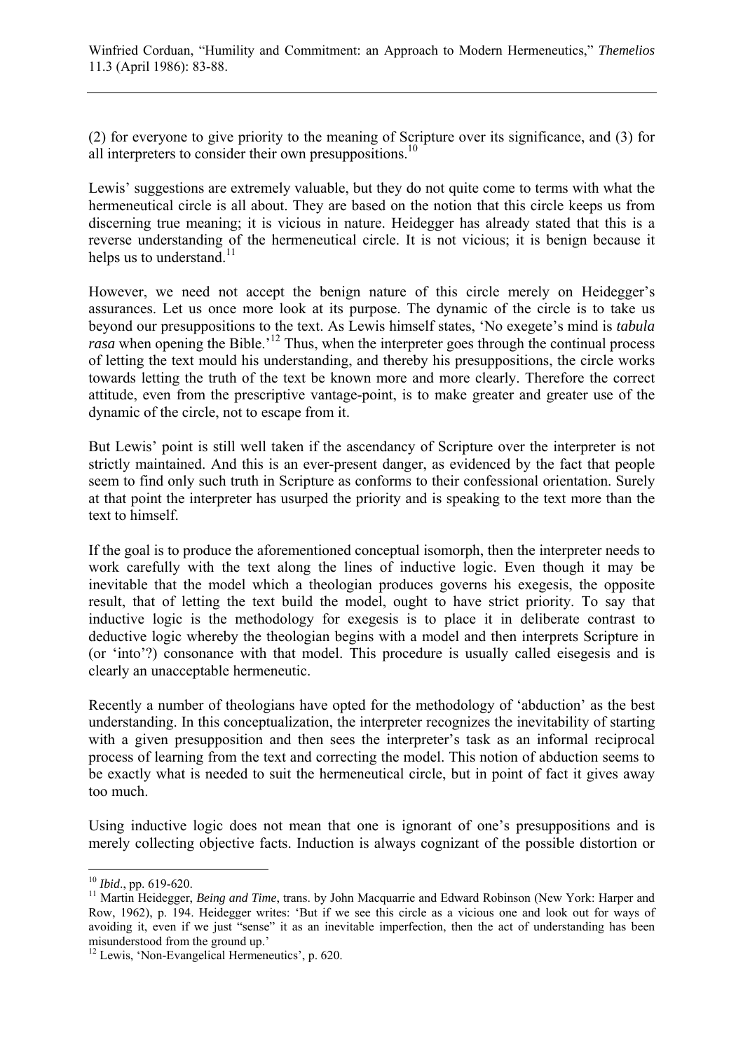(2) for everyone to give priority to the meaning of Scripture over its significance, and (3) for all interpreters to consider their own presuppositions.[10]

Lewis' suggestions are extremely valuable, but they do not quite come to terms with what the hermeneutical circle is all about. They are based on the notion that this circle keeps us from discerning true meaning; it is vicious in nature. Heidegger has already stated that this is a reverse understanding of the hermeneutical circle. It is not vicious; it is benign because it helps us to understand.[11]

However, we need not accept the benign nature of this circle merely on Heidegger's assurances. Let us once more look at its purpose. The dynamic of the circle is to take us beyond our presuppositions to the text. As Lewis himself states, 'No exegete's mind is *tabula rasa* when opening the Bible.'[12] Thus, when the interpreter goes through the continual process of letting the text mould his understanding, and thereby his presuppositions, the circle works towards letting the truth of the text be known more and more clearly. Therefore the correct attitude, even from the prescriptive vantage-point, is to make greater and greater use of the dynamic of the circle, not to escape from it.

But Lewis' point is still well taken if the ascendancy of Scripture over the interpreter is not strictly maintained. And this is an ever-present danger, as evidenced by the fact that people seem to find only such truth in Scripture as conforms to their confessional orientation. Surely at that point the interpreter has usurped the priority and is speaking to the text more than the text to himself.

If the goal is to produce the aforementioned conceptual isomorph, then the interpreter needs to work carefully with the text along the lines of inductive logic. Even though it may be inevitable that the model which a theologian produces governs his exegesis, the opposite result, that of letting the text build the model, ought to have strict priority. To say that inductive logic is the methodology for exegesis is to place it in deliberate contrast to deductive logic whereby the theologian begins with a model and then interprets Scripture in (or 'into'?) consonance with that model. This procedure is usually called eisegesis and is clearly an unacceptable hermeneutic.

Recently a number of theologians have opted for the methodology of 'abduction' as the best understanding. In this conceptualization, the interpreter recognizes the inevitability of starting with a given presupposition and then sees the interpreter's task as an informal reciprocal process of learning from the text and correcting the model. This notion of abduction seems to be exactly what is needed to suit the hermeneutical circle, but in point of fact it gives away too much.

Using inductive logic does not mean that one is ignorant of one's presuppositions and is merely collecting objective facts. Induction is always cognizant of the possible distortion or

---

[10] *Ibid*., pp. 619-620.

[11] Martin Heidegger, *Being and Time*, trans. by John Macquarrie and Edward Robinson (New York: Harper and Row, 1962), p. 194. Heidegger writes: 'But if we see this circle as a vicious one and look out for ways of avoiding it, even if we just "sense" it as an inevitable imperfection, then the act of understanding has been misunderstood from the ground up.'

[12] Lewis, 'Non-Evangelical Hermeneutics', p. 620.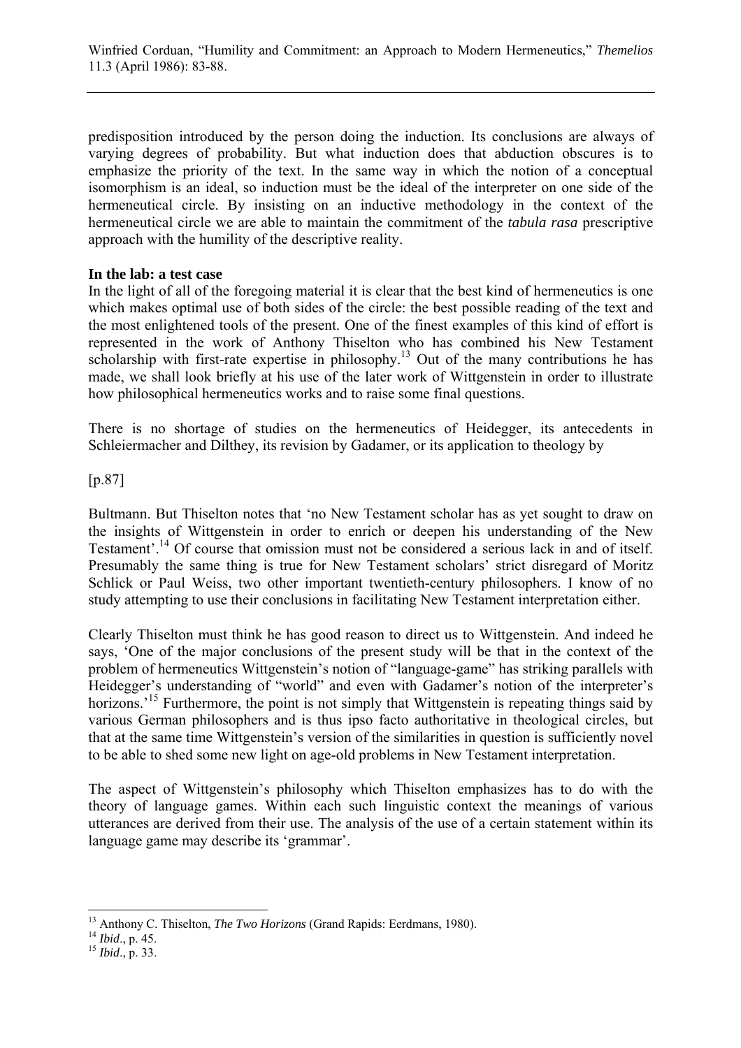predisposition introduced by the person doing the induction. Its conclusions are always of varying degrees of probability. But what induction does that abduction obscures is to emphasize the priority of the text. In the same way in which the notion of a conceptual isomorphism is an ideal, so induction must be the ideal of the interpreter on one side of the hermeneutical circle. By insisting on an inductive methodology in the context of the hermeneutical circle we are able to maintain the commitment of the *tabula rasa* prescriptive approach with the humility of the descriptive reality.

**In the lab: a test case**

In the light of all of the foregoing material it is clear that the best kind of hermeneutics is one which makes optimal use of both sides of the circle: the best possible reading of the text and the most enlightened tools of the present. One of the finest examples of this kind of effort is represented in the work of Anthony Thiselton who has combined his New Testament scholarship with first-rate expertise in philosophy.[13] Out of the many contributions he has made, we shall look briefly at his use of the later work of Wittgenstein in order to illustrate how philosophical hermeneutics works and to raise some final questions.

There is no shortage of studies on the hermeneutics of Heidegger, its antecedents in Schleiermacher and Dilthey, its revision by Gadamer, or its application to theology by

[p.87]

Bultmann. But Thiselton notes that 'no New Testament scholar has as yet sought to draw on the insights of Wittgenstein in order to enrich or deepen his understanding of the New Testament'.[14] Of course that omission must not be considered a serious lack in and of itself. Presumably the same thing is true for New Testament scholars' strict disregard of Moritz Schlick or Paul Weiss, two other important twentieth-century philosophers. I know of no study attempting to use their conclusions in facilitating New Testament interpretation either.

Clearly Thiselton must think he has good reason to direct us to Wittgenstein. And indeed he says, 'One of the major conclusions of the present study will be that in the context of the problem of hermeneutics Wittgenstein's notion of "language-game" has striking parallels with Heidegger's understanding of "world" and even with Gadamer's notion of the interpreter's horizons.'[15] Furthermore, the point is not simply that Wittgenstein is repeating things said by various German philosophers and is thus ipso facto authoritative in theological circles, but that at the same time Wittgenstein's version of the similarities in question is sufficiently novel to be able to shed some new light on age-old problems in New Testament interpretation.

The aspect of Wittgenstein's philosophy which Thiselton emphasizes has to do with the theory of language games. Within each such linguistic context the meanings of various utterances are derived from their use. The analysis of the use of a certain statement within its language game may describe its 'grammar'.

---

[13] Anthony C. Thiselton, *The Two Horizons* (Grand Rapids: Eerdmans, 1980).

[14] *Ibid*., p. 45.

[15] *Ibid*., p. 33.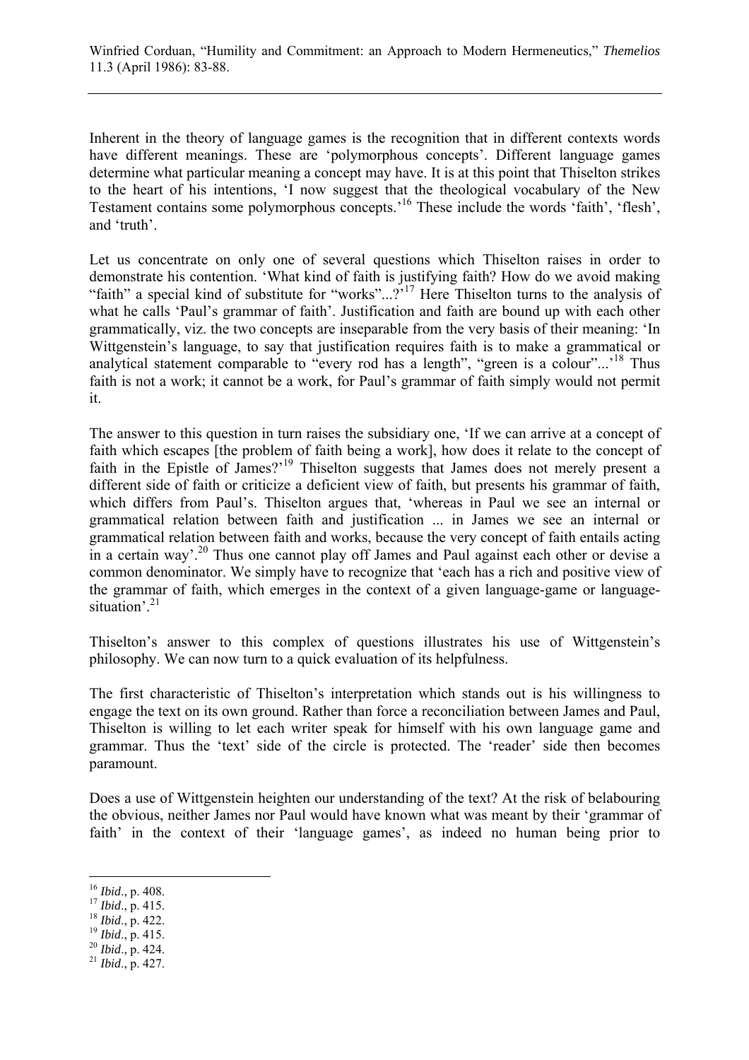Inherent in the theory of language games is the recognition that in different contexts words have different meanings. These are 'polymorphous concepts'. Different language games determine what particular meaning a concept may have. It is at this point that Thiselton strikes to the heart of his intentions, 'I now suggest that the theological vocabulary of the New Testament contains some polymorphous concepts.'[16] These include the words 'faith', 'flesh', and 'truth'.

Let us concentrate on only one of several questions which Thiselton raises in order to demonstrate his contention. 'What kind of faith is justifying faith? How do we avoid making "faith" a special kind of substitute for "works"...?'[17] Here Thiselton turns to the analysis of what he calls 'Paul's grammar of faith'. Justification and faith are bound up with each other grammatically, viz. the two concepts are inseparable from the very basis of their meaning: 'In Wittgenstein's language, to say that justification requires faith is to make a grammatical or analytical statement comparable to "every rod has a length", "green is a colour"...'[18] Thus faith is not a work; it cannot be a work, for Paul's grammar of faith simply would not permit it.

The answer to this question in turn raises the subsidiary one, 'If we can arrive at a concept of faith which escapes [the problem of faith being a work], how does it relate to the concept of faith in the Epistle of James?'[19] Thiselton suggests that James does not merely present a different side of faith or criticize a deficient view of faith, but presents his grammar of faith, which differs from Paul's. Thiselton argues that, 'whereas in Paul we see an internal or grammatical relation between faith and justification ... in James we see an internal or grammatical relation between faith and works, because the very concept of faith entails acting in a certain way'.[20] Thus one cannot play off James and Paul against each other or devise a common denominator. We simply have to recognize that 'each has a rich and positive view of the grammar of faith, which emerges in the context of a given language-game or language-situation'.[21]

Thiselton's answer to this complex of questions illustrates his use of Wittgenstein's philosophy. We can now turn to a quick evaluation of its helpfulness.

The first characteristic of Thiselton's interpretation which stands out is his willingness to engage the text on its own ground. Rather than force a reconciliation between James and Paul, Thiselton is willing to let each writer speak for himself with his own language game and grammar. Thus the 'text' side of the circle is protected. The 'reader' side then becomes paramount.

Does a use of Wittgenstein heighten our understanding of the text? At the risk of belabouring the obvious, neither James nor Paul would have known what was meant by their 'grammar of faith' in the context of their 'language games', as indeed no human being prior to

---

[16] *Ibid*., p. 408.
[17] *Ibid*., p. 415.
[18] *Ibid*., p. 422.
[19] *Ibid*., p. 415.
[20] *Ibid*., p. 424.
[21] *Ibid*., p. 427.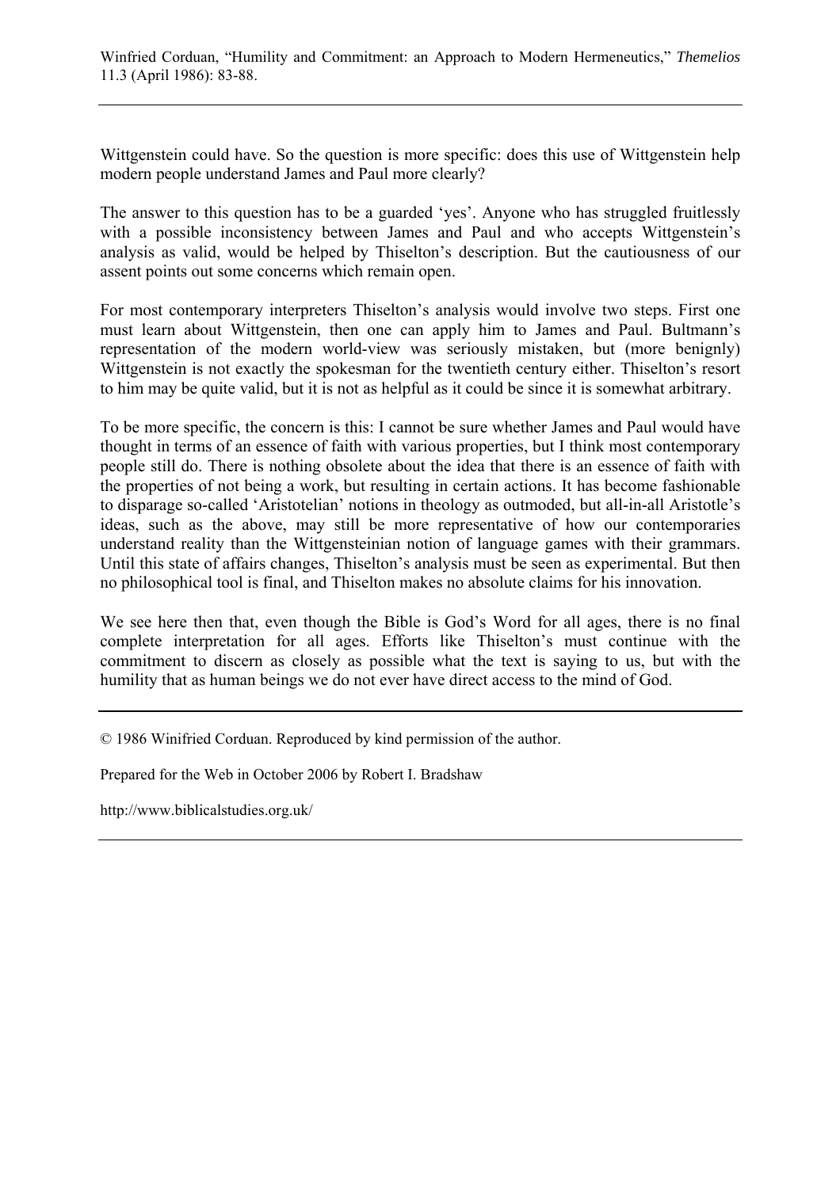Wittgenstein could have. So the question is more specific: does this use of Wittgenstein help modern people understand James and Paul more clearly?

The answer to this question has to be a guarded 'yes'. Anyone who has struggled fruitlessly with a possible inconsistency between James and Paul and who accepts Wittgenstein's analysis as valid, would be helped by Thiselton's description. But the cautiousness of our assent points out some concerns which remain open.

For most contemporary interpreters Thiselton's analysis would involve two steps. First one must learn about Wittgenstein, then one can apply him to James and Paul. Bultmann's representation of the modern world-view was seriously mistaken, but (more benignly) Wittgenstein is not exactly the spokesman for the twentieth century either. Thiselton's resort to him may be quite valid, but it is not as helpful as it could be since it is somewhat arbitrary.

To be more specific, the concern is this: I cannot be sure whether James and Paul would have thought in terms of an essence of faith with various properties, but I think most contemporary people still do. There is nothing obsolete about the idea that there is an essence of faith with the properties of not being a work, but resulting in certain actions. It has become fashionable to disparage so-called 'Aristotelian' notions in theology as outmoded, but all-in-all Aristotle's ideas, such as the above, may still be more representative of how our contemporaries understand reality than the Wittgensteinian notion of language games with their grammars. Until this state of affairs changes, Thiselton's analysis must be seen as experimental. But then no philosophical tool is final, and Thiselton makes no absolute claims for his innovation.

We see here then that, even though the Bible is God's Word for all ages, there is no final complete interpretation for all ages. Efforts like Thiselton's must continue with the commitment to discern as closely as possible what the text is saying to us, but with the humility that as human beings we do not ever have direct access to the mind of God.

---

© 1986 Winifried Corduan. Reproduced by kind permission of the author.

Prepared for the Web in October 2006 by Robert I. Bradshaw

http://www.biblicalstudies.org.uk/